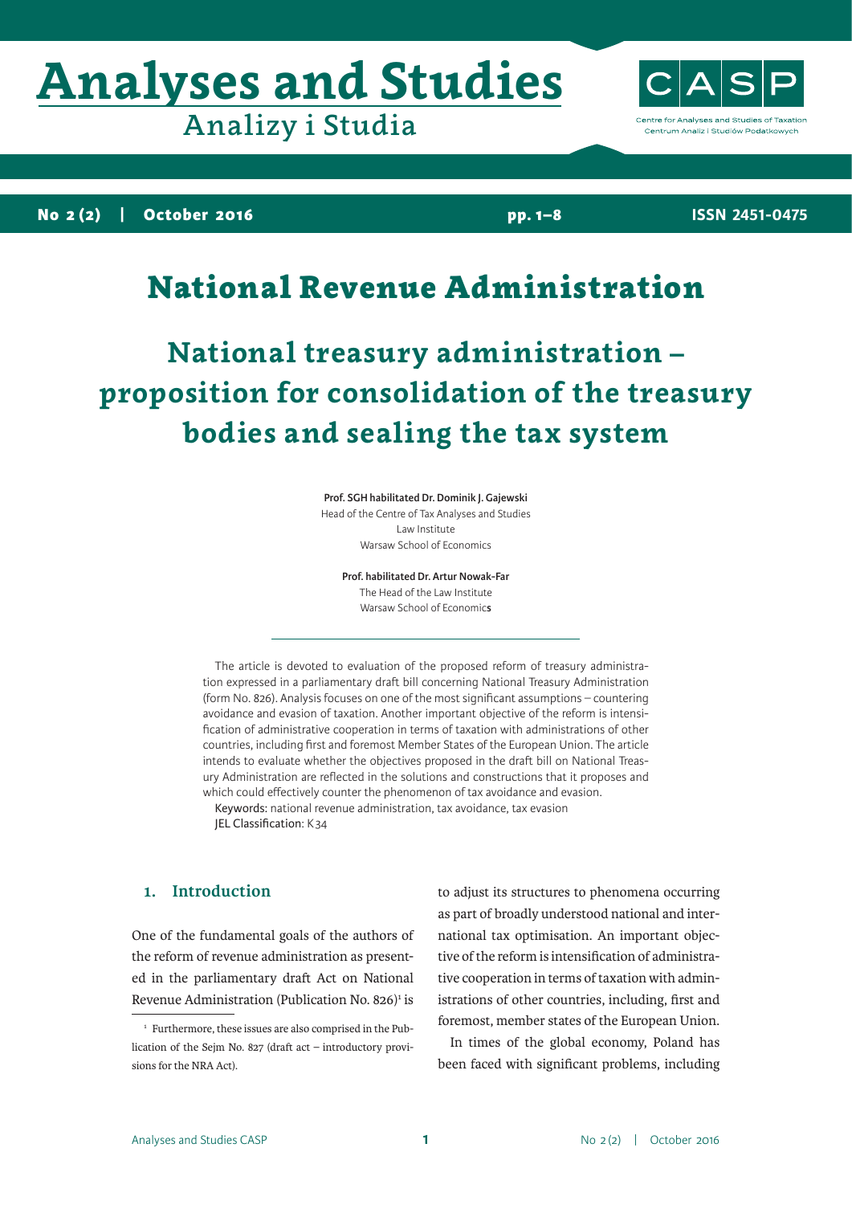# National Revenue Administration

## National treasury administration – proposition for consolidation of the treasury bodies and sealing the tax system

**Prof. SGH habilitated Dr. Dominik J. Gajewski**
Head of the Centre of Tax Analyses and Studies
Law Institute
Warsaw School of Economics

**Prof. habilitated Dr. Artur Nowak-Far**
The Head of the Law Institute
Warsaw School of Economics

---

The article is devoted to evaluation of the proposed reform of treasury administration expressed in a parliamentary draft bill concerning National Treasury Administration (form No. 826). Analysis focuses on one of the most significant assumptions – countering avoidance and evasion of taxation. Another important objective of the reform is intensification of administrative cooperation in terms of taxation with administrations of other countries, including first and foremost Member States of the European Union. The article intends to evaluate whether the objectives proposed in the draft bill on National Treasury Administration are reflected in the solutions and constructions that it proposes and which could effectively counter the phenomenon of tax avoidance and evasion.

Keywords: national revenue administration, tax avoidance, tax evasion
JEL Classification: K34

### 1. Introduction

One of the fundamental goals of the authors of the reform of revenue administration as presented in the parliamentary draft Act on National Revenue Administration (Publication No. 826)[1] is to adjust its structures to phenomena occurring as part of broadly understood national and international tax optimisation. An important objective of the reform is intensification of administrative cooperation in terms of taxation with administrations of other countries, including, first and foremost, member states of the European Union.

In times of the global economy, Poland has been faced with significant problems, including

[1] Furthermore, these issues are also comprised in the Publication of the Sejm No. 827 (draft act – introductory provisions for the NRA Act).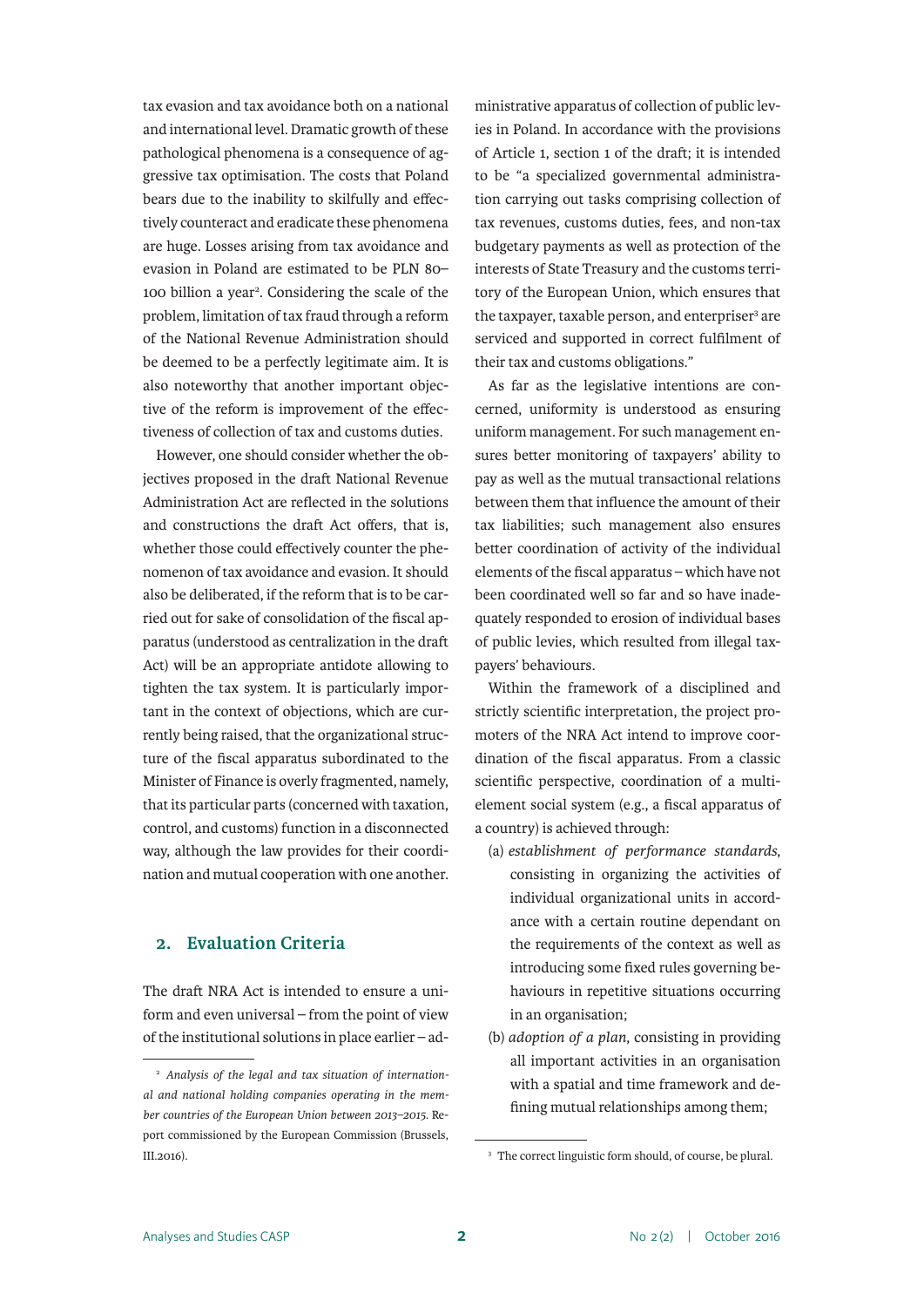tax evasion and tax avoidance both on a national and international level. Dramatic growth of these pathological phenomena is a consequence of aggressive tax optimisation. The costs that Poland bears due to the inability to skilfully and effectively counteract and eradicate these phenomena are huge. Losses arising from tax avoidance and evasion in Poland are estimated to be PLN 80–100 billion a year[2]. Considering the scale of the problem, limitation of tax fraud through a reform of the National Revenue Administration should be deemed to be a perfectly legitimate aim. It is also noteworthy that another important objective of the reform is improvement of the effectiveness of collection of tax and customs duties.

However, one should consider whether the objectives proposed in the draft National Revenue Administration Act are reflected in the solutions and constructions the draft Act offers, that is, whether those could effectively counter the phenomenon of tax avoidance and evasion. It should also be deliberated, if the reform that is to be carried out for sake of consolidation of the fiscal apparatus (understood as centralization in the draft Act) will be an appropriate antidote allowing to tighten the tax system. It is particularly important in the context of objections, which are currently being raised, that the organizational structure of the fiscal apparatus subordinated to the Minister of Finance is overly fragmented, namely, that its particular parts (concerned with taxation, control, and customs) function in a disconnected way, although the law provides for their coordination and mutual cooperation with one another.

## 2. Evaluation Criteria

The draft NRA Act is intended to ensure a uniform and even universal – from the point of view of the institutional solutions in place earlier – administrative apparatus of collection of public levies in Poland. In accordance with the provisions of Article 1, section 1 of the draft; it is intended to be "a specialized governmental administration carrying out tasks comprising collection of tax revenues, customs duties, fees, and non-tax budgetary payments as well as protection of the interests of State Treasury and the customs territory of the European Union, which ensures that the taxpayer, taxable person, and enterpriser[3] are serviced and supported in correct fulfilment of their tax and customs obligations."

As far as the legislative intentions are concerned, uniformity is understood as ensuring uniform management. For such management ensures better monitoring of taxpayers' ability to pay as well as the mutual transactional relations between them that influence the amount of their tax liabilities; such management also ensures better coordination of activity of the individual elements of the fiscal apparatus – which have not been coordinated well so far and so have inadequately responded to erosion of individual bases of public levies, which resulted from illegal taxpayers' behaviours.

Within the framework of a disciplined and strictly scientific interpretation, the project promoters of the NRA Act intend to improve coordination of the fiscal apparatus. From a classic scientific perspective, coordination of a multi-element social system (e.g., a fiscal apparatus of a country) is achieved through:

(a) *establishment of performance standards*, consisting in organizing the activities of individual organizational units in accordance with a certain routine dependant on the requirements of the context as well as introducing some fixed rules governing behaviours in repetitive situations occurring in an organisation;

(b) *adoption of a plan*, consisting in providing all important activities in an organisation with a spatial and time framework and defining mutual relationships among them;

---

[2] *Analysis of the legal and tax situation of international and national holding companies operating in the member countries of the European Union between 2013–2015*. Report commissioned by the European Commission (Brussels, III.2016).

[3] The correct linguistic form should, of course, be plural.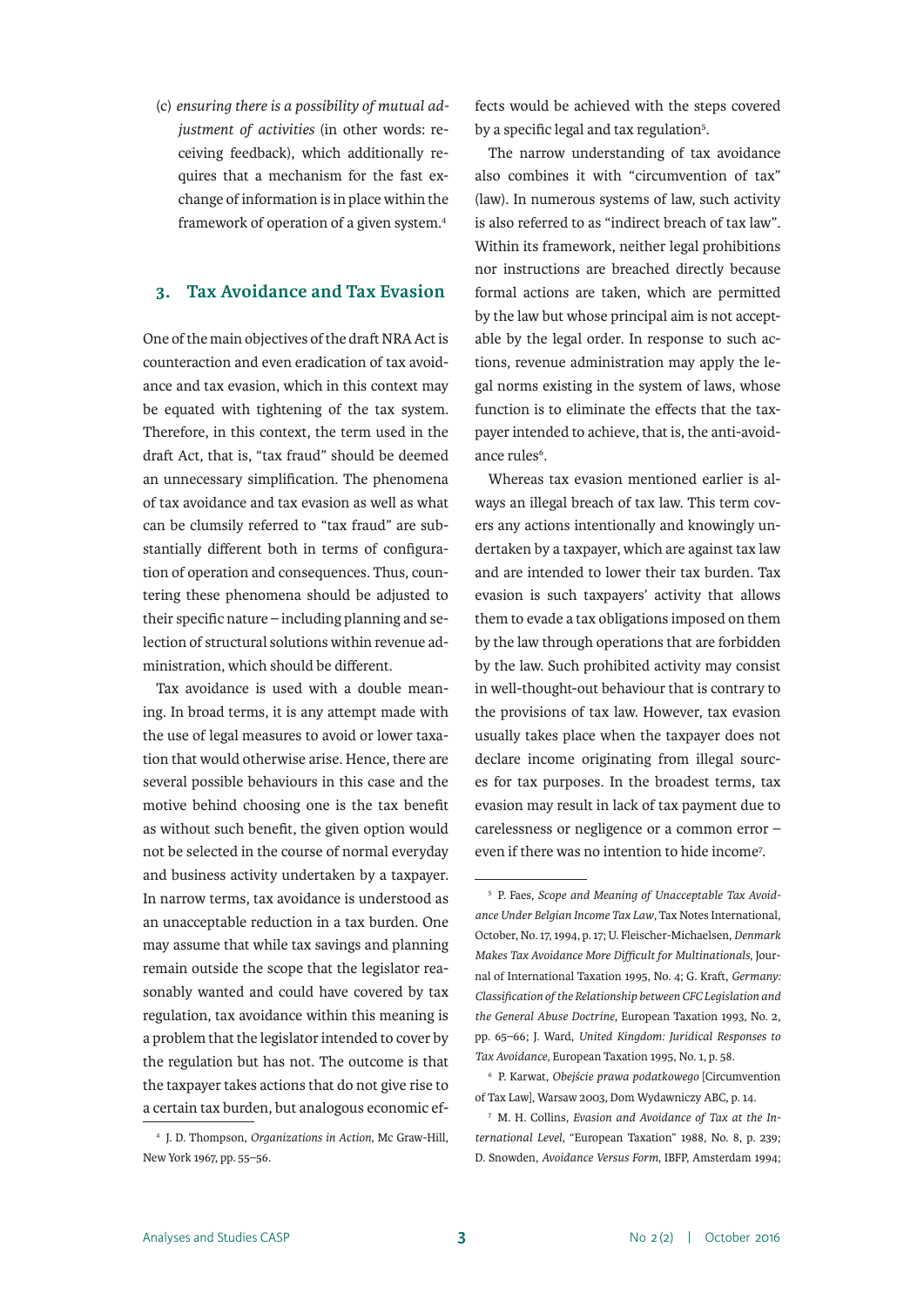(c) *ensuring there is a possibility of mutual adjustment of activities* (in other words: receiving feedback), which additionally requires that a mechanism for the fast exchange of information is in place within the framework of operation of a given system.[4]

## 3. Tax Avoidance and Tax Evasion

One of the main objectives of the draft NRA Act is counteraction and even eradication of tax avoidance and tax evasion, which in this context may be equated with tightening of the tax system. Therefore, in this context, the term used in the draft Act, that is, "tax fraud" should be deemed an unnecessary simplification. The phenomena of tax avoidance and tax evasion as well as what can be clumsily referred to "tax fraud" are substantially different both in terms of configuration of operation and consequences. Thus, countering these phenomena should be adjusted to their specific nature – including planning and selection of structural solutions within revenue administration, which should be different.

Tax avoidance is used with a double meaning. In broad terms, it is any attempt made with the use of legal measures to avoid or lower taxation that would otherwise arise. Hence, there are several possible behaviours in this case and the motive behind choosing one is the tax benefit as without such benefit, the given option would not be selected in the course of normal everyday and business activity undertaken by a taxpayer. In narrow terms, tax avoidance is understood as an unacceptable reduction in a tax burden. One may assume that while tax savings and planning remain outside the scope that the legislator reasonably wanted and could have covered by tax regulation, tax avoidance within this meaning is a problem that the legislator intended to cover by the regulation but has not. The outcome is that the taxpayer takes actions that do not give rise to a certain tax burden, but analogous economic effects would be achieved with the steps covered by a specific legal and tax regulation[5].

The narrow understanding of tax avoidance also combines it with "circumvention of tax" (law). In numerous systems of law, such activity is also referred to as "indirect breach of tax law". Within its framework, neither legal prohibitions nor instructions are breached directly because formal actions are taken, which are permitted by the law but whose principal aim is not acceptable by the legal order. In response to such actions, revenue administration may apply the legal norms existing in the system of laws, whose function is to eliminate the effects that the taxpayer intended to achieve, that is, the anti-avoidance rules[6].

Whereas tax evasion mentioned earlier is always an illegal breach of tax law. This term covers any actions intentionally and knowingly undertaken by a taxpayer, which are against tax law and are intended to lower their tax burden. Tax evasion is such taxpayers' activity that allows them to evade a tax obligations imposed on them by the law through operations that are forbidden by the law. Such prohibited activity may consist in well-thought-out behaviour that is contrary to the provisions of tax law. However, tax evasion usually takes place when the taxpayer does not declare income originating from illegal sources for tax purposes. In the broadest terms, tax evasion may result in lack of tax payment due to carelessness or negligence or a common error – even if there was no intention to hide income[7].

---

[4] J. D. Thompson, *Organizations in Action*, Mc Graw-Hill, New York 1967, pp. 55–56.

[5] P. Faes, *Scope and Meaning of Unacceptable Tax Avoidance Under Belgian Income Tax Law*, Tax Notes International, October, No. 17, 1994, p. 17; U. Fleischer-Michaelsen, *Denmark Makes Tax Avoidance More Difficult for Multinationals*, Journal of International Taxation 1995, No. 4; G. Kraft, *Germany: Classification of the Relationship between CFC Legislation and the General Abuse Doctrine*, European Taxation 1993, No. 2, pp. 65–66; J. Ward, *United Kingdom: Juridical Responses to Tax Avoidance*, European Taxation 1995, No. 1, p. 58.

[6] P. Karwat, *Obejście prawa podatkowego* [Circumvention of Tax Law], Warsaw 2003, Dom Wydawniczy ABC, p. 14.

[7] M. H. Collins, *Evasion and Avoidance of Tax at the International Level*, "European Taxation" 1988, No. 8, p. 239; D. Snowden, *Avoidance Versus Form*, IBFP, Amsterdam 1994;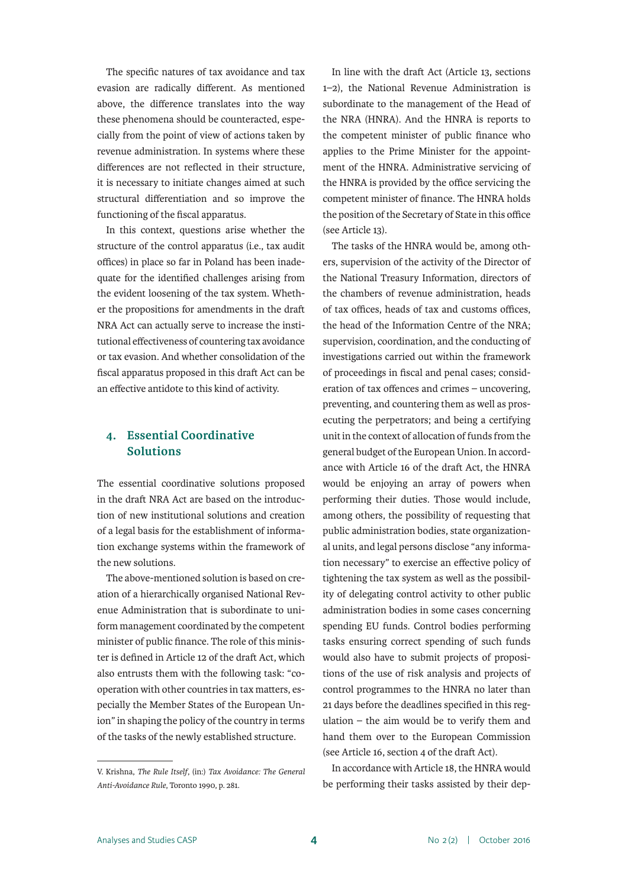The specific natures of tax avoidance and tax evasion are radically different. As mentioned above, the difference translates into the way these phenomena should be counteracted, especially from the point of view of actions taken by revenue administration. In systems where these differences are not reflected in their structure, it is necessary to initiate changes aimed at such structural differentiation and so improve the functioning of the fiscal apparatus.

In this context, questions arise whether the structure of the control apparatus (i.e., tax audit offices) in place so far in Poland has been inadequate for the identified challenges arising from the evident loosening of the tax system. Whether the propositions for amendments in the draft NRA Act can actually serve to increase the institutional effectiveness of countering tax avoidance or tax evasion. And whether consolidation of the fiscal apparatus proposed in this draft Act can be an effective antidote to this kind of activity.

## 4. Essential Coordinative Solutions

The essential coordinative solutions proposed in the draft NRA Act are based on the introduction of new institutional solutions and creation of a legal basis for the establishment of information exchange systems within the framework of the new solutions.

The above-mentioned solution is based on creation of a hierarchically organised National Revenue Administration that is subordinate to uniform management coordinated by the competent minister of public finance. The role of this minister is defined in Article 12 of the draft Act, which also entrusts them with the following task: "cooperation with other countries in tax matters, especially the Member States of the European Union" in shaping the policy of the country in terms of the tasks of the newly established structure.

In line with the draft Act (Article 13, sections 1–2), the National Revenue Administration is subordinate to the management of the Head of the NRA (HNRA). And the HNRA is reports to the competent minister of public finance who applies to the Prime Minister for the appointment of the HNRA. Administrative servicing of the HNRA is provided by the office servicing the competent minister of finance. The HNRA holds the position of the Secretary of State in this office (see Article 13).

The tasks of the HNRA would be, among others, supervision of the activity of the Director of the National Treasury Information, directors of the chambers of revenue administration, heads of tax offices, heads of tax and customs offices, the head of the Information Centre of the NRA; supervision, coordination, and the conducting of investigations carried out within the framework of proceedings in fiscal and penal cases; consideration of tax offences and crimes – uncovering, preventing, and countering them as well as prosecuting the perpetrators; and being a certifying unit in the context of allocation of funds from the general budget of the European Union. In accordance with Article 16 of the draft Act, the HNRA would be enjoying an array of powers when performing their duties. Those would include, among others, the possibility of requesting that public administration bodies, state organizational units, and legal persons disclose "any information necessary" to exercise an effective policy of tightening the tax system as well as the possibility of delegating control activity to other public administration bodies in some cases concerning spending EU funds. Control bodies performing tasks ensuring correct spending of such funds would also have to submit projects of propositions of the use of risk analysis and projects of control programmes to the HNRA no later than 21 days before the deadlines specified in this regulation – the aim would be to verify them and hand them over to the European Commission (see Article 16, section 4 of the draft Act).

In accordance with Article 18, the HNRA would be performing their tasks assisted by their dep-

V. Krishna, *The Rule Itself*, (in:) *Tax Avoidance: The General Anti-Avoidance Rule*, Toronto 1990, p. 281.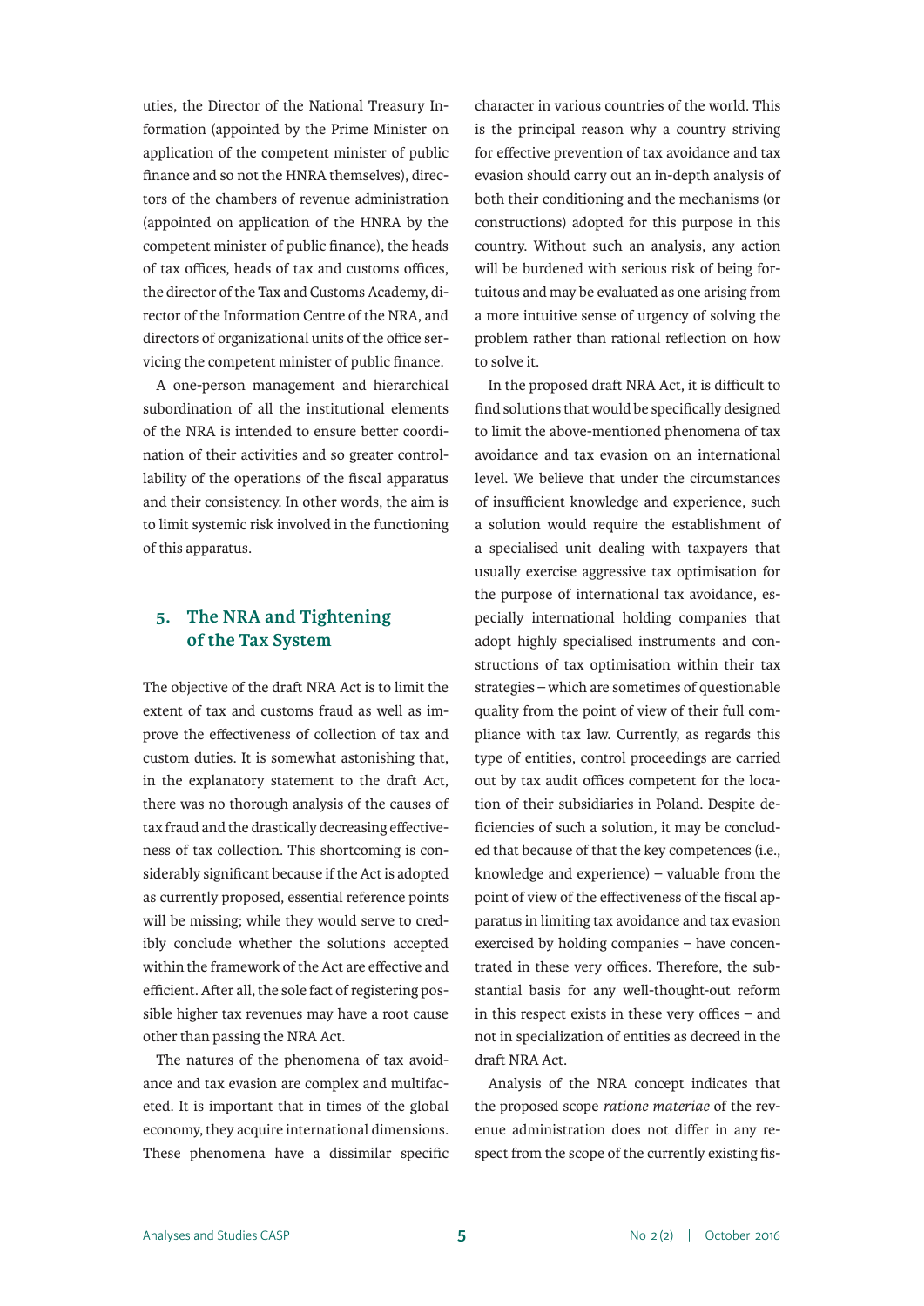uties, the Director of the National Treasury Information (appointed by the Prime Minister on application of the competent minister of public finance and so not the HNRA themselves), directors of the chambers of revenue administration (appointed on application of the HNRA by the competent minister of public finance), the heads of tax offices, heads of tax and customs offices, the director of the Tax and Customs Academy, director of the Information Centre of the NRA, and directors of organizational units of the office servicing the competent minister of public finance.

A one-person management and hierarchical subordination of all the institutional elements of the NRA is intended to ensure better coordination of their activities and so greater controllability of the operations of the fiscal apparatus and their consistency. In other words, the aim is to limit systemic risk involved in the functioning of this apparatus.

## 5. The NRA and Tightening of the Tax System

The objective of the draft NRA Act is to limit the extent of tax and customs fraud as well as improve the effectiveness of collection of tax and custom duties. It is somewhat astonishing that, in the explanatory statement to the draft Act, there was no thorough analysis of the causes of tax fraud and the drastically decreasing effectiveness of tax collection. This shortcoming is considerably significant because if the Act is adopted as currently proposed, essential reference points will be missing; while they would serve to credibly conclude whether the solutions accepted within the framework of the Act are effective and efficient. After all, the sole fact of registering possible higher tax revenues may have a root cause other than passing the NRA Act.

The natures of the phenomena of tax avoidance and tax evasion are complex and multifaceted. It is important that in times of the global economy, they acquire international dimensions. These phenomena have a dissimilar specific character in various countries of the world. This is the principal reason why a country striving for effective prevention of tax avoidance and tax evasion should carry out an in-depth analysis of both their conditioning and the mechanisms (or constructions) adopted for this purpose in this country. Without such an analysis, any action will be burdened with serious risk of being fortuitous and may be evaluated as one arising from a more intuitive sense of urgency of solving the problem rather than rational reflection on how to solve it.

In the proposed draft NRA Act, it is difficult to find solutions that would be specifically designed to limit the above-mentioned phenomena of tax avoidance and tax evasion on an international level. We believe that under the circumstances of insufficient knowledge and experience, such a solution would require the establishment of a specialised unit dealing with taxpayers that usually exercise aggressive tax optimisation for the purpose of international tax avoidance, especially international holding companies that adopt highly specialised instruments and constructions of tax optimisation within their tax strategies – which are sometimes of questionable quality from the point of view of their full compliance with tax law. Currently, as regards this type of entities, control proceedings are carried out by tax audit offices competent for the location of their subsidiaries in Poland. Despite deficiencies of such a solution, it may be concluded that because of that the key competences (i.e., knowledge and experience) – valuable from the point of view of the effectiveness of the fiscal apparatus in limiting tax avoidance and tax evasion exercised by holding companies – have concentrated in these very offices. Therefore, the substantial basis for any well-thought-out reform in this respect exists in these very offices – and not in specialization of entities as decreed in the draft NRA Act.

Analysis of the NRA concept indicates that the proposed scope *ratione materiae* of the revenue administration does not differ in any respect from the scope of the currently existing fis-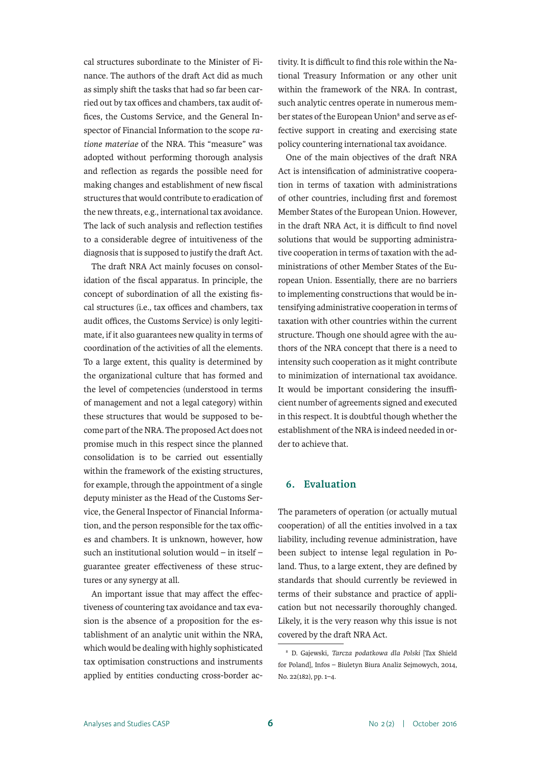cal structures subordinate to the Minister of Finance. The authors of the draft Act did as much as simply shift the tasks that had so far been carried out by tax offices and chambers, tax audit offices, the Customs Service, and the General Inspector of Financial Information to the scope *ratione materiae* of the NRA. This "measure" was adopted without performing thorough analysis and reflection as regards the possible need for making changes and establishment of new fiscal structures that would contribute to eradication of the new threats, e.g., international tax avoidance. The lack of such analysis and reflection testifies to a considerable degree of intuitiveness of the diagnosis that is supposed to justify the draft Act.

The draft NRA Act mainly focuses on consolidation of the fiscal apparatus. In principle, the concept of subordination of all the existing fiscal structures (i.e., tax offices and chambers, tax audit offices, the Customs Service) is only legitimate, if it also guarantees new quality in terms of coordination of the activities of all the elements. To a large extent, this quality is determined by the organizational culture that has formed and the level of competencies (understood in terms of management and not a legal category) within these structures that would be supposed to become part of the NRA. The proposed Act does not promise much in this respect since the planned consolidation is to be carried out essentially within the framework of the existing structures, for example, through the appointment of a single deputy minister as the Head of the Customs Service, the General Inspector of Financial Information, and the person responsible for the tax offices and chambers. It is unknown, however, how such an institutional solution would – in itself – guarantee greater effectiveness of these structures or any synergy at all.

An important issue that may affect the effectiveness of countering tax avoidance and tax evasion is the absence of a proposition for the establishment of an analytic unit within the NRA, which would be dealing with highly sophisticated tax optimisation constructions and instruments applied by entities conducting cross-border activity. It is difficult to find this role within the National Treasury Information or any other unit within the framework of the NRA. In contrast, such analytic centres operate in numerous member states of the European Union[8] and serve as effective support in creating and exercising state policy countering international tax avoidance.

One of the main objectives of the draft NRA Act is intensification of administrative cooperation in terms of taxation with administrations of other countries, including first and foremost Member States of the European Union. However, in the draft NRA Act, it is difficult to find novel solutions that would be supporting administrative cooperation in terms of taxation with the administrations of other Member States of the European Union. Essentially, there are no barriers to implementing constructions that would be intensifying administrative cooperation in terms of taxation with other countries within the current structure. Though one should agree with the authors of the NRA concept that there is a need to intensity such cooperation as it might contribute to minimization of international tax avoidance. It would be important considering the insufficient number of agreements signed and executed in this respect. It is doubtful though whether the establishment of the NRA is indeed needed in order to achieve that.

## 6. Evaluation

The parameters of operation (or actually mutual cooperation) of all the entities involved in a tax liability, including revenue administration, have been subject to intense legal regulation in Poland. Thus, to a large extent, they are defined by standards that should currently be reviewed in terms of their substance and practice of application but not necessarily thoroughly changed. Likely, it is the very reason why this issue is not covered by the draft NRA Act.

[8] D. Gajewski, *Tarcza podatkowa dla Polski* [Tax Shield for Poland], Infos – Biuletyn Biura Analiz Sejmowych, 2014, No. 22(182), pp. 1–4.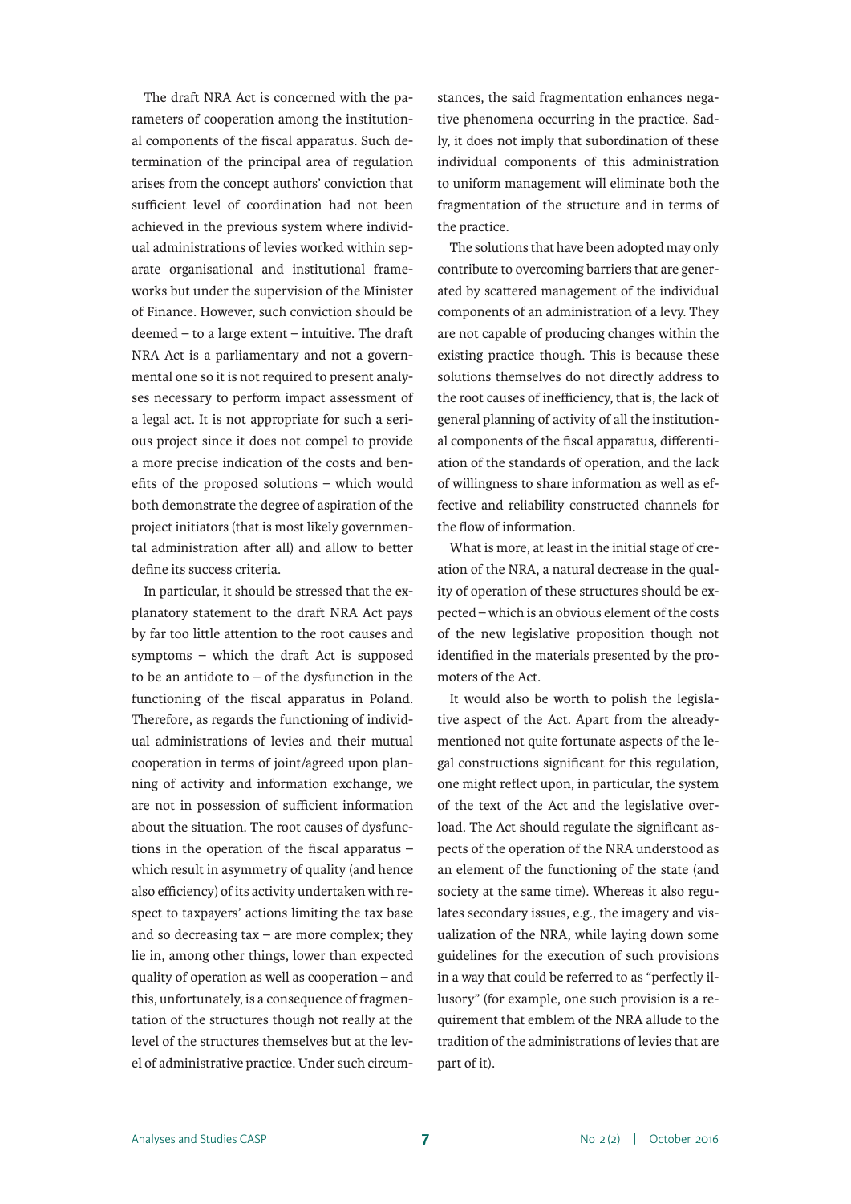The draft NRA Act is concerned with the parameters of cooperation among the institutional components of the fiscal apparatus. Such determination of the principal area of regulation arises from the concept authors' conviction that sufficient level of coordination had not been achieved in the previous system where individual administrations of levies worked within separate organisational and institutional frameworks but under the supervision of the Minister of Finance. However, such conviction should be deemed – to a large extent – intuitive. The draft NRA Act is a parliamentary and not a governmental one so it is not required to present analyses necessary to perform impact assessment of a legal act. It is not appropriate for such a serious project since it does not compel to provide a more precise indication of the costs and benefits of the proposed solutions – which would both demonstrate the degree of aspiration of the project initiators (that is most likely governmental administration after all) and allow to better define its success criteria.

In particular, it should be stressed that the explanatory statement to the draft NRA Act pays by far too little attention to the root causes and symptoms – which the draft Act is supposed to be an antidote to – of the dysfunction in the functioning of the fiscal apparatus in Poland. Therefore, as regards the functioning of individual administrations of levies and their mutual cooperation in terms of joint/agreed upon planning of activity and information exchange, we are not in possession of sufficient information about the situation. The root causes of dysfunctions in the operation of the fiscal apparatus – which result in asymmetry of quality (and hence also efficiency) of its activity undertaken with respect to taxpayers' actions limiting the tax base and so decreasing tax – are more complex; they lie in, among other things, lower than expected quality of operation as well as cooperation – and this, unfortunately, is a consequence of fragmentation of the structures though not really at the level of the structures themselves but at the level of administrative practice. Under such circumstances, the said fragmentation enhances negative phenomena occurring in the practice. Sadly, it does not imply that subordination of these individual components of this administration to uniform management will eliminate both the fragmentation of the structure and in terms of the practice.

The solutions that have been adopted may only contribute to overcoming barriers that are generated by scattered management of the individual components of an administration of a levy. They are not capable of producing changes within the existing practice though. This is because these solutions themselves do not directly address to the root causes of inefficiency, that is, the lack of general planning of activity of all the institutional components of the fiscal apparatus, differentiation of the standards of operation, and the lack of willingness to share information as well as effective and reliability constructed channels for the flow of information.

What is more, at least in the initial stage of creation of the NRA, a natural decrease in the quality of operation of these structures should be expected – which is an obvious element of the costs of the new legislative proposition though not identified in the materials presented by the promoters of the Act.

It would also be worth to polish the legislative aspect of the Act. Apart from the already-mentioned not quite fortunate aspects of the legal constructions significant for this regulation, one might reflect upon, in particular, the system of the text of the Act and the legislative overload. The Act should regulate the significant aspects of the operation of the NRA understood as an element of the functioning of the state (and society at the same time). Whereas it also regulates secondary issues, e.g., the imagery and visualization of the NRA, while laying down some guidelines for the execution of such provisions in a way that could be referred to as "perfectly illusory" (for example, one such provision is a requirement that emblem of the NRA allude to the tradition of the administrations of levies that are part of it).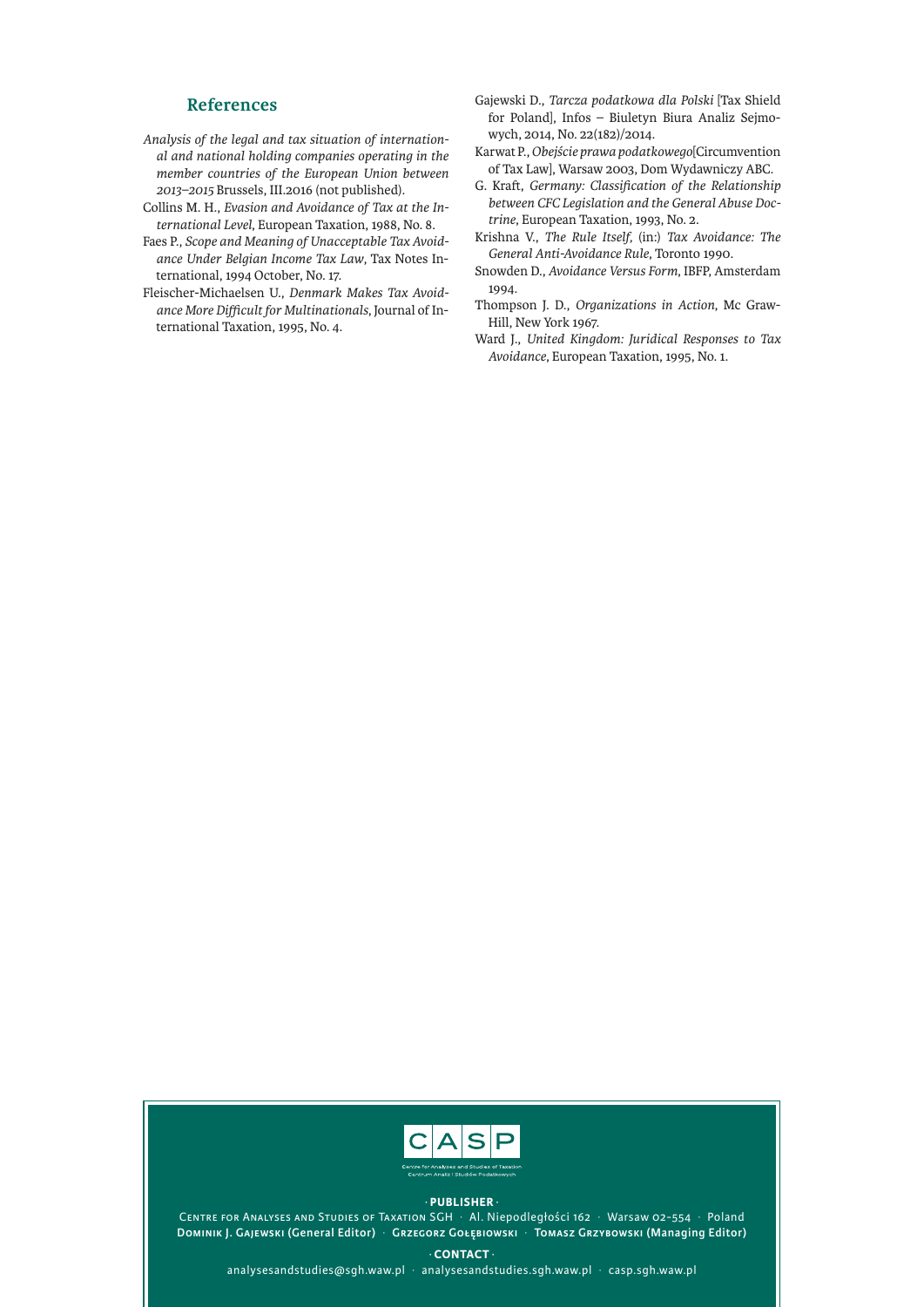## References

*Analysis of the legal and tax situation of international and national holding companies operating in the member countries of the European Union between 2013–2015* Brussels, III.2016 (not published).

Collins M. H., *Evasion and Avoidance of Tax at the International Level*, European Taxation, 1988, No. 8.

Faes P., *Scope and Meaning of Unacceptable Tax Avoidance Under Belgian Income Tax Law*, Tax Notes International, 1994 October, No. 17.

Fleischer-Michaelsen U., *Denmark Makes Tax Avoidance More Difficult for Multinationals*, Journal of International Taxation, 1995, No. 4.

Gajewski D., *Tarcza podatkowa dla Polski* [Tax Shield for Poland], Infos – Biuletyn Biura Analiz Sejmowych, 2014, No. 22(182)/2014.

Karwat P., *Obejście prawa podatkowego*[Circumvention of Tax Law], Warsaw 2003, Dom Wydawniczy ABC.

G. Kraft, *Germany: Classification of the Relationship between CFC Legislation and the General Abuse Doctrine*, European Taxation, 1993, No. 2.

Krishna V., *The Rule Itself*, (in:) *Tax Avoidance: The General Anti-Avoidance Rule*, Toronto 1990.

Snowden D., *Avoidance Versus Form*, IBFP, Amsterdam 1994.

Thompson J. D., *Organizations in Action*, Mc Graw-Hill, New York 1967.

Ward J., *United Kingdom: Juridical Responses to Tax Avoidance*, European Taxation, 1995, No. 1.

CASP

Centre for Analyses and Studies of Taxation
Centrum Analiz i Studiów Podatkowych

· **PUBLISHER** ·

Centre for Analyses and Studies of Taxation SGH · Al. Niepodległości 162 · Warsaw 02-554 · Poland
**Dominik J. Gajewski (General Editor) · Grzegorz Gołębiowski · Tomasz Grzybowski (Managing Editor)**

· **CONTACT** ·

analysesandstudies@sgh.waw.pl · analysesandstudies.sgh.waw.pl · casp.sgh.waw.pl